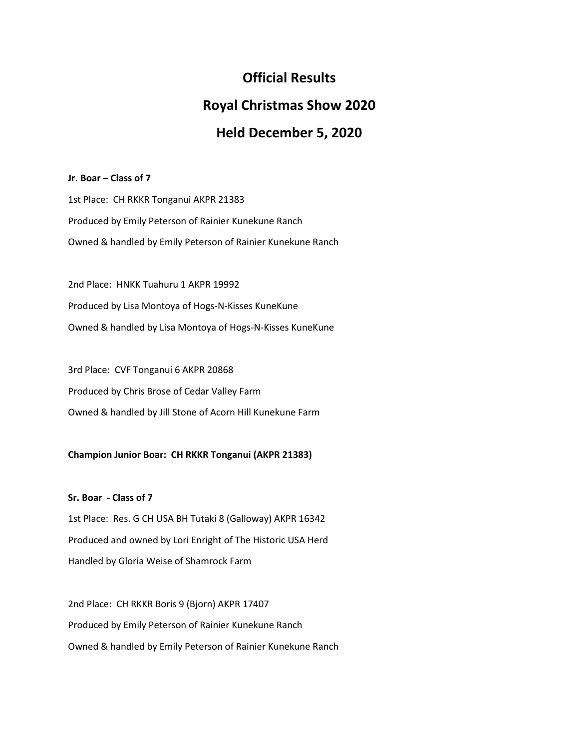# Official Results

# Royal Christmas Show 2020

# Held December 5, 2020

**Jr. Boar – Class of 7**

1st Place: CH RKKR Tonganui AKPR 21383

Produced by Emily Peterson of Rainier Kunekune Ranch

Owned & handled by Emily Peterson of Rainier Kunekune Ranch

2nd Place: HNKK Tuahuru 1 AKPR 19992

Produced by Lisa Montoya of Hogs-N-Kisses KuneKune

Owned & handled by Lisa Montoya of Hogs-N-Kisses KuneKune

3rd Place: CVF Tonganui 6 AKPR 20868

Produced by Chris Brose of Cedar Valley Farm

Owned & handled by Jill Stone of Acorn Hill Kunekune Farm

**Champion Junior Boar: CH RKKR Tonganui (AKPR 21383)**

**Sr. Boar - Class of 7**

1st Place: Res. G CH USA BH Tutaki 8 (Galloway) AKPR 16342

Produced and owned by Lori Enright of The Historic USA Herd

Handled by Gloria Weise of Shamrock Farm

2nd Place: CH RKKR Boris 9 (Bjorn) AKPR 17407

Produced by Emily Peterson of Rainier Kunekune Ranch

Owned & handled by Emily Peterson of Rainier Kunekune Ranch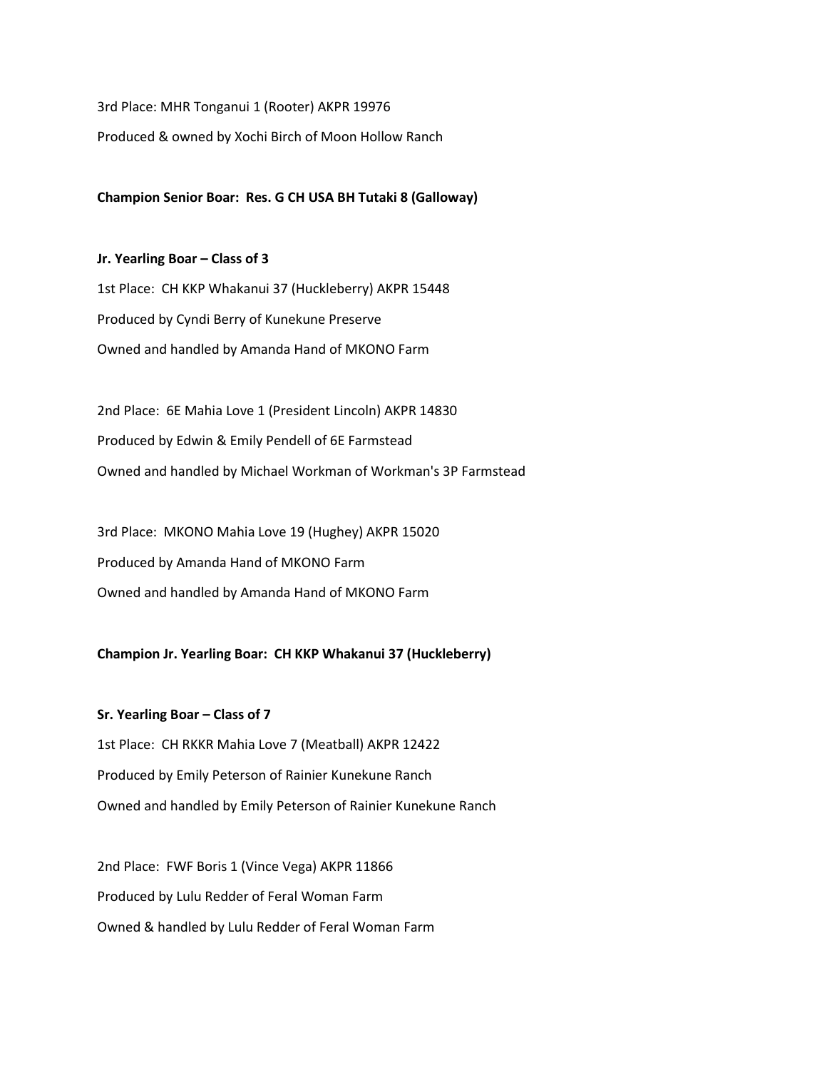3rd Place: MHR Tonganui 1 (Rooter) AKPR 19976

Produced & owned by Xochi Birch of Moon Hollow Ranch

**Champion Senior Boar: Res. G CH USA BH Tutaki 8 (Galloway)**

**Jr. Yearling Boar – Class of 3**

1st Place: CH KKP Whakanui 37 (Huckleberry) AKPR 15448

Produced by Cyndi Berry of Kunekune Preserve

Owned and handled by Amanda Hand of MKONO Farm

2nd Place: 6E Mahia Love 1 (President Lincoln) AKPR 14830

Produced by Edwin & Emily Pendell of 6E Farmstead

Owned and handled by Michael Workman of Workman's 3P Farmstead

3rd Place: MKONO Mahia Love 19 (Hughey) AKPR 15020

Produced by Amanda Hand of MKONO Farm

Owned and handled by Amanda Hand of MKONO Farm

**Champion Jr. Yearling Boar: CH KKP Whakanui 37 (Huckleberry)**

**Sr. Yearling Boar – Class of 7**

1st Place: CH RKKR Mahia Love 7 (Meatball) AKPR 12422

Produced by Emily Peterson of Rainier Kunekune Ranch

Owned and handled by Emily Peterson of Rainier Kunekune Ranch

2nd Place: FWF Boris 1 (Vince Vega) AKPR 11866

Produced by Lulu Redder of Feral Woman Farm

Owned & handled by Lulu Redder of Feral Woman Farm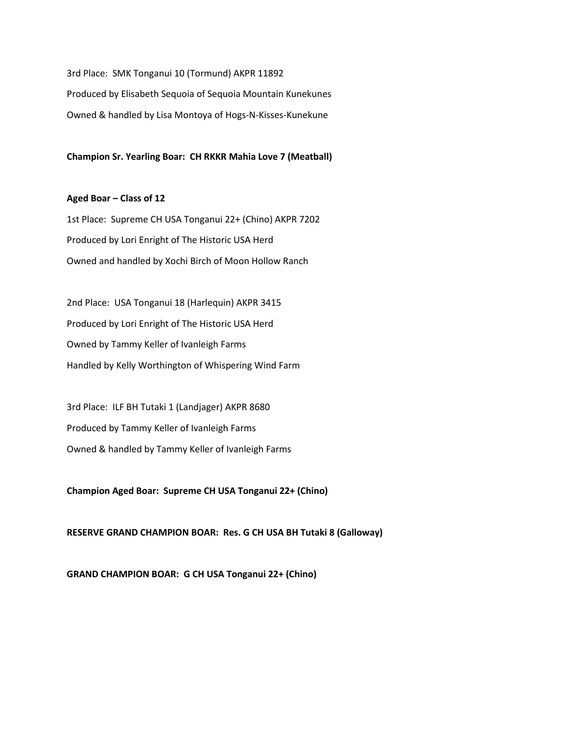3rd Place:  SMK Tonganui 10 (Tormund) AKPR 11892
Produced by Elisabeth Sequoia of Sequoia Mountain Kunekunes
Owned & handled by Lisa Montoya of Hogs-N-Kisses-Kunekune

**Champion Sr. Yearling Boar:  CH RKKR Mahia Love 7 (Meatball)**

**Aged Boar – Class of 12**

1st Place:  Supreme CH USA Tonganui 22+ (Chino) AKPR 7202
Produced by Lori Enright of The Historic USA Herd
Owned and handled by Xochi Birch of Moon Hollow Ranch

2nd Place:  USA Tonganui 18 (Harlequin) AKPR 3415
Produced by Lori Enright of The Historic USA Herd
Owned by Tammy Keller of Ivanleigh Farms
Handled by Kelly Worthington of Whispering Wind Farm

3rd Place:  ILF BH Tutaki 1 (Landjager) AKPR 8680
Produced by Tammy Keller of Ivanleigh Farms
Owned & handled by Tammy Keller of Ivanleigh Farms

**Champion Aged Boar:  Supreme CH USA Tonganui 22+ (Chino)**

**RESERVE GRAND CHAMPION BOAR:  Res. G CH USA BH Tutaki 8 (Galloway)**

**GRAND CHAMPION BOAR:  G CH USA Tonganui 22+ (Chino)**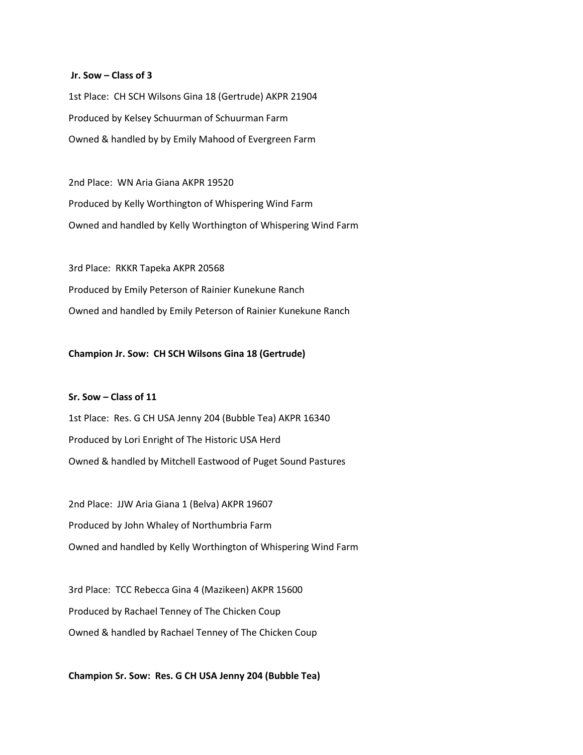**Jr. Sow – Class of 3**

1st Place: CH SCH Wilsons Gina 18 (Gertrude) AKPR 21904

Produced by Kelsey Schuurman of Schuurman Farm

Owned & handled by by Emily Mahood of Evergreen Farm

2nd Place: WN Aria Giana AKPR 19520

Produced by Kelly Worthington of Whispering Wind Farm

Owned and handled by Kelly Worthington of Whispering Wind Farm

3rd Place: RKKR Tapeka AKPR 20568

Produced by Emily Peterson of Rainier Kunekune Ranch

Owned and handled by Emily Peterson of Rainier Kunekune Ranch

**Champion Jr. Sow: CH SCH Wilsons Gina 18 (Gertrude)**

**Sr. Sow – Class of 11**

1st Place: Res. G CH USA Jenny 204 (Bubble Tea) AKPR 16340

Produced by Lori Enright of The Historic USA Herd

Owned & handled by Mitchell Eastwood of Puget Sound Pastures

2nd Place: JJW Aria Giana 1 (Belva) AKPR 19607

Produced by John Whaley of Northumbria Farm

Owned and handled by Kelly Worthington of Whispering Wind Farm

3rd Place: TCC Rebecca Gina 4 (Mazikeen) AKPR 15600

Produced by Rachael Tenney of The Chicken Coup

Owned & handled by Rachael Tenney of The Chicken Coup

**Champion Sr. Sow: Res. G CH USA Jenny 204 (Bubble Tea)**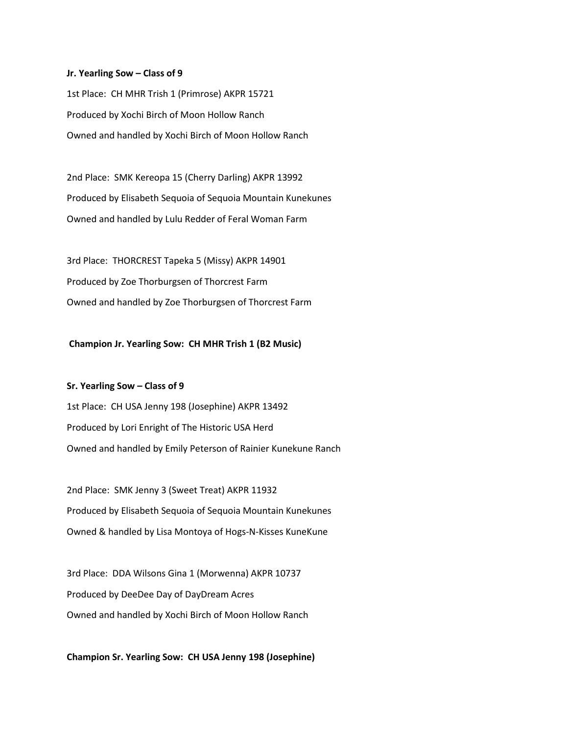**Jr. Yearling Sow – Class of 9**

1st Place: CH MHR Trish 1 (Primrose) AKPR 15721

Produced by Xochi Birch of Moon Hollow Ranch

Owned and handled by Xochi Birch of Moon Hollow Ranch

2nd Place: SMK Kereopa 15 (Cherry Darling) AKPR 13992

Produced by Elisabeth Sequoia of Sequoia Mountain Kunekunes

Owned and handled by Lulu Redder of Feral Woman Farm

3rd Place: THORCREST Tapeka 5 (Missy) AKPR 14901

Produced by Zoe Thorburgsen of Thorcrest Farm

Owned and handled by Zoe Thorburgsen of Thorcrest Farm

**Champion Jr. Yearling Sow: CH MHR Trish 1 (B2 Music)**

**Sr. Yearling Sow – Class of 9**

1st Place: CH USA Jenny 198 (Josephine) AKPR 13492

Produced by Lori Enright of The Historic USA Herd

Owned and handled by Emily Peterson of Rainier Kunekune Ranch

2nd Place: SMK Jenny 3 (Sweet Treat) AKPR 11932

Produced by Elisabeth Sequoia of Sequoia Mountain Kunekunes

Owned & handled by Lisa Montoya of Hogs-N-Kisses KuneKune

3rd Place: DDA Wilsons Gina 1 (Morwenna) AKPR 10737

Produced by DeeDee Day of DayDream Acres

Owned and handled by Xochi Birch of Moon Hollow Ranch

**Champion Sr. Yearling Sow: CH USA Jenny 198 (Josephine)**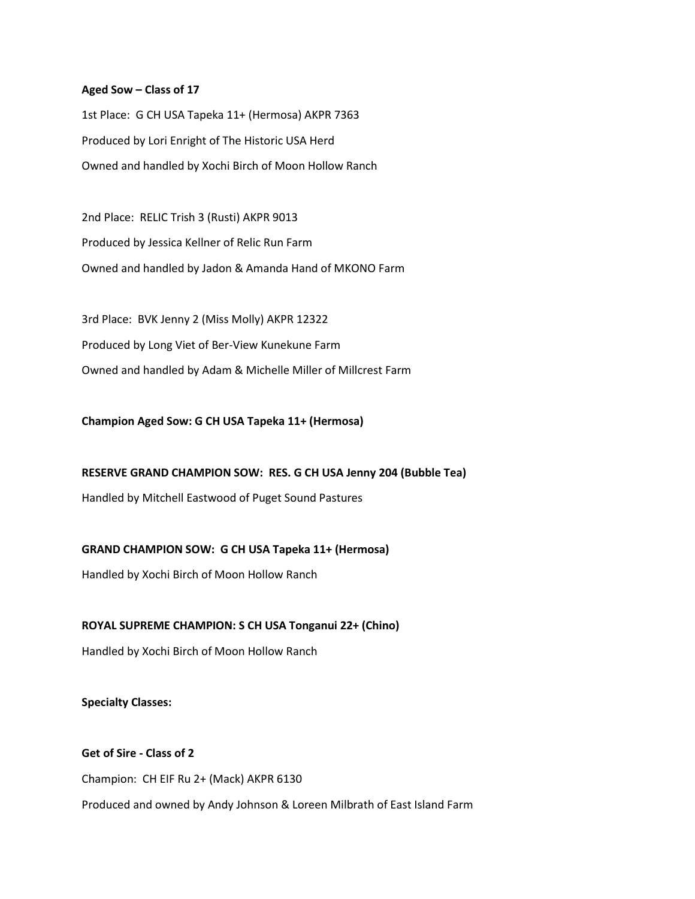**Aged Sow – Class of 17**

1st Place: G CH USA Tapeka 11+ (Hermosa) AKPR 7363

Produced by Lori Enright of The Historic USA Herd

Owned and handled by Xochi Birch of Moon Hollow Ranch

2nd Place: RELIC Trish 3 (Rusti) AKPR 9013

Produced by Jessica Kellner of Relic Run Farm

Owned and handled by Jadon & Amanda Hand of MKONO Farm

3rd Place: BVK Jenny 2 (Miss Molly) AKPR 12322

Produced by Long Viet of Ber-View Kunekune Farm

Owned and handled by Adam & Michelle Miller of Millcrest Farm

**Champion Aged Sow: G CH USA Tapeka 11+ (Hermosa)**

**RESERVE GRAND CHAMPION SOW: RES. G CH USA Jenny 204 (Bubble Tea)**

Handled by Mitchell Eastwood of Puget Sound Pastures

**GRAND CHAMPION SOW: G CH USA Tapeka 11+ (Hermosa)**

Handled by Xochi Birch of Moon Hollow Ranch

**ROYAL SUPREME CHAMPION: S CH USA Tonganui 22+ (Chino)**

Handled by Xochi Birch of Moon Hollow Ranch

**Specialty Classes:**

**Get of Sire - Class of 2**

Champion: CH EIF Ru 2+ (Mack) AKPR 6130

Produced and owned by Andy Johnson & Loreen Milbrath of East Island Farm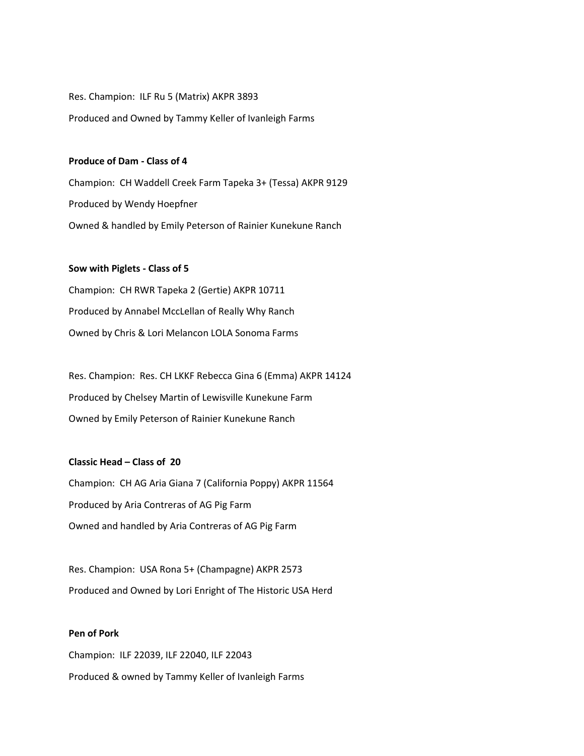Res. Champion: ILF Ru 5 (Matrix) AKPR 3893

Produced and Owned by Tammy Keller of Ivanleigh Farms

**Produce of Dam - Class of 4**

Champion: CH Waddell Creek Farm Tapeka 3+ (Tessa) AKPR 9129

Produced by Wendy Hoepfner

Owned & handled by Emily Peterson of Rainier Kunekune Ranch

**Sow with Piglets - Class of 5**

Champion: CH RWR Tapeka 2 (Gertie) AKPR 10711

Produced by Annabel McClellan of Really Why Ranch

Owned by Chris & Lori Melancon LOLA Sonoma Farms

Res. Champion: Res. CH LKKF Rebecca Gina 6 (Emma) AKPR 14124

Produced by Chelsey Martin of Lewisville Kunekune Farm

Owned by Emily Peterson of Rainier Kunekune Ranch

**Classic Head – Class of 20**

Champion: CH AG Aria Giana 7 (California Poppy) AKPR 11564

Produced by Aria Contreras of AG Pig Farm

Owned and handled by Aria Contreras of AG Pig Farm

Res. Champion: USA Rona 5+ (Champagne) AKPR 2573

Produced and Owned by Lori Enright of The Historic USA Herd

**Pen of Pork**

Champion: ILF 22039, ILF 22040, ILF 22043

Produced & owned by Tammy Keller of Ivanleigh Farms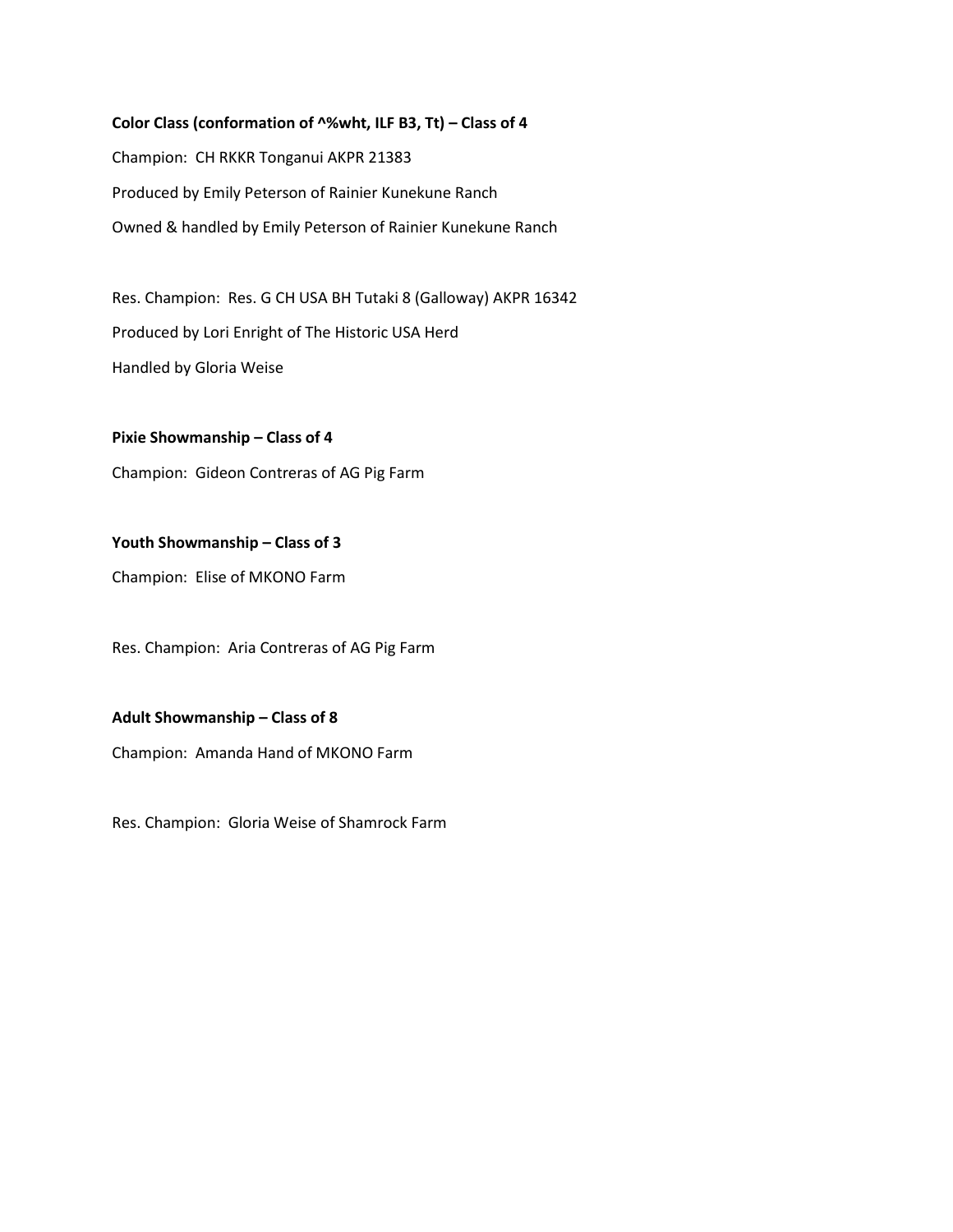**Color Class (conformation of ^%wht, ILF B3, Tt) – Class of 4**

Champion: CH RKKR Tonganui AKPR 21383

Produced by Emily Peterson of Rainier Kunekune Ranch

Owned & handled by Emily Peterson of Rainier Kunekune Ranch

Res. Champion: Res. G CH USA BH Tutaki 8 (Galloway) AKPR 16342

Produced by Lori Enright of The Historic USA Herd

Handled by Gloria Weise

**Pixie Showmanship – Class of 4**

Champion: Gideon Contreras of AG Pig Farm

**Youth Showmanship – Class of 3**

Champion: Elise of MKONO Farm

Res. Champion: Aria Contreras of AG Pig Farm

**Adult Showmanship – Class of 8**

Champion: Amanda Hand of MKONO Farm

Res. Champion: Gloria Weise of Shamrock Farm